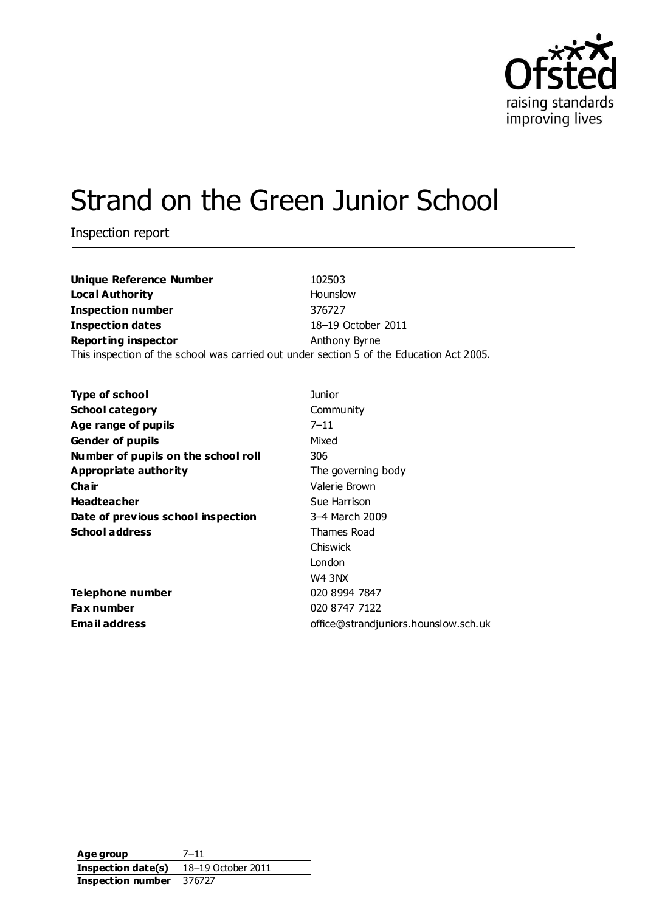Ofsted
raising standards
improving lives

# Strand on the Green Junior School

Inspection report

| | |
|---|---|
| **Unique Reference Number** | 102503 |
| **Local Authority** | Hounslow |
| **Inspection number** | 376727 |
| **Inspection dates** | 18–19 October 2011 |
| **Reporting inspector** | Anthony Byrne |

This inspection of the school was carried out under section 5 of the Education Act 2005.

| | |
|---|---|
| **Type of school** | Junior |
| **School category** | Community |
| **Age range of pupils** | 7–11 |
| **Gender of pupils** | Mixed |
| **Number of pupils on the school roll** | 306 |
| **Appropriate authority** | The governing body |
| **Chair** | Valerie Brown |
| **Headteacher** | Sue Harrison |
| **Date of previous school inspection** | 3–4 March 2009 |
| **School address** | Thames Road<br>Chiswick<br>London<br>W4 3NX |
| **Telephone number** | 020 8994 7847 |
| **Fax number** | 020 8747 7122 |
| **Email address** | office@strandjuniors.hounslow.sch.uk |

| | |
|---|---|
| **Age group** | 7–11 |
| **Inspection date(s)** | 18–19 October 2011 |
| **Inspection number** | 376727 |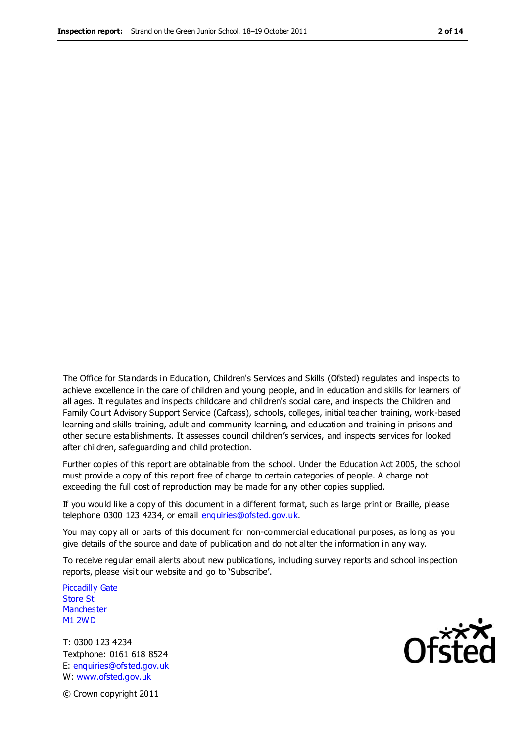The Office for Standards in Education, Children's Services and Skills (Ofsted) regulates and inspects to achieve excellence in the care of children and young people, and in education and skills for learners of all ages. It regulates and inspects childcare and children's social care, and inspects the Children and Family Court Advisory Support Service (Cafcass), schools, colleges, initial teacher training, work-based learning and skills training, adult and community learning, and education and training in prisons and other secure establishments. It assesses council children's services, and inspects services for looked after children, safeguarding and child protection.

Further copies of this report are obtainable from the school. Under the Education Act 2005, the school must provide a copy of this report free of charge to certain categories of people. A charge not exceeding the full cost of reproduction may be made for any other copies supplied.

If you would like a copy of this document in a different format, such as large print or Braille, please telephone 0300 123 4234, or email enquiries@ofsted.gov.uk.

You may copy all or parts of this document for non-commercial educational purposes, as long as you give details of the source and date of publication and do not alter the information in any way.

To receive regular email alerts about new publications, including survey reports and school inspection reports, please visit our website and go to 'Subscribe'.

Piccadilly Gate
Store St
Manchester
M1 2WD

T: 0300 123 4234
Textphone: 0161 618 8524
E: enquiries@ofsted.gov.uk
W: www.ofsted.gov.uk

© Crown copyright 2011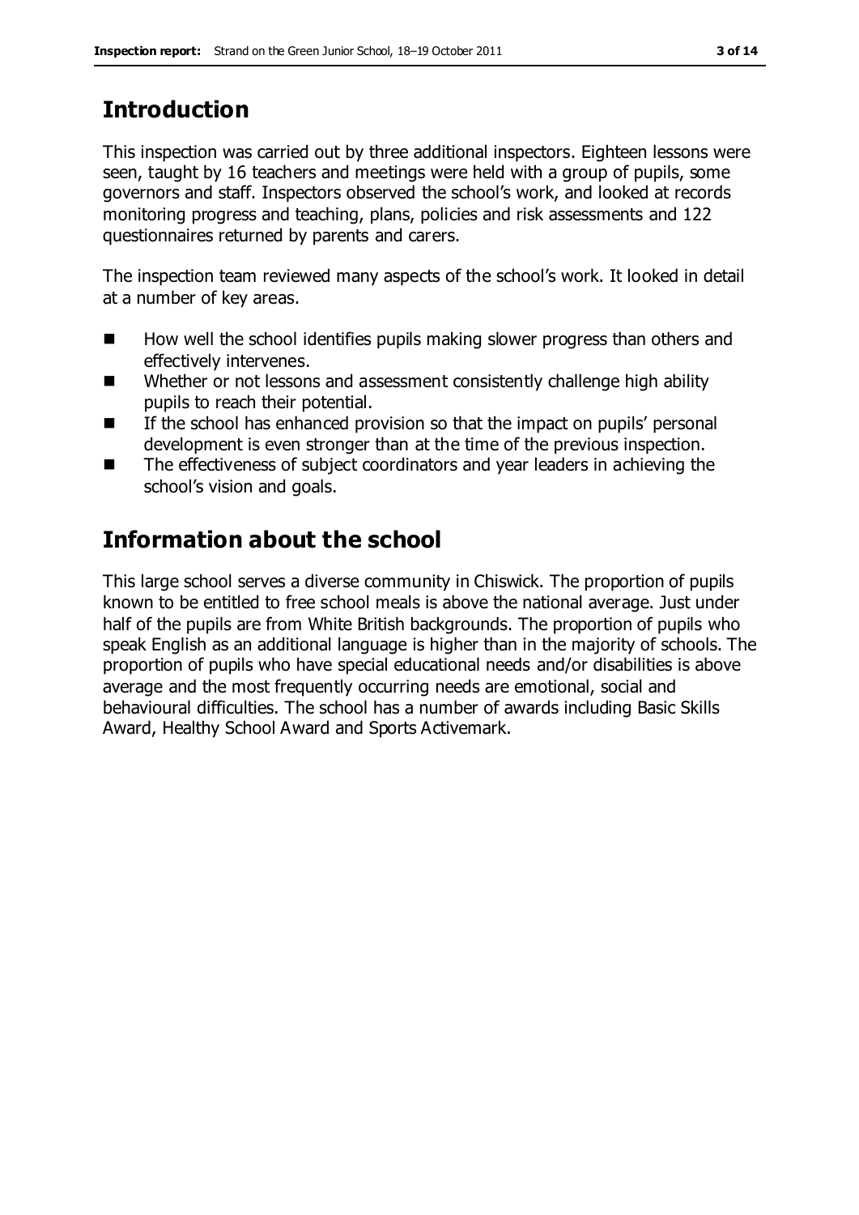## Introduction

This inspection was carried out by three additional inspectors. Eighteen lessons were seen, taught by 16 teachers and meetings were held with a group of pupils, some governors and staff. Inspectors observed the school's work, and looked at records monitoring progress and teaching, plans, policies and risk assessments and 122 questionnaires returned by parents and carers.

The inspection team reviewed many aspects of the school's work. It looked in detail at a number of key areas.

- How well the school identifies pupils making slower progress than others and effectively intervenes.
- Whether or not lessons and assessment consistently challenge high ability pupils to reach their potential.
- If the school has enhanced provision so that the impact on pupils' personal development is even stronger than at the time of the previous inspection.
- The effectiveness of subject coordinators and year leaders in achieving the school's vision and goals.

## Information about the school

This large school serves a diverse community in Chiswick. The proportion of pupils known to be entitled to free school meals is above the national average. Just under half of the pupils are from White British backgrounds. The proportion of pupils who speak English as an additional language is higher than in the majority of schools. The proportion of pupils who have special educational needs and/or disabilities is above average and the most frequently occurring needs are emotional, social and behavioural difficulties. The school has a number of awards including Basic Skills Award, Healthy School Award and Sports Activemark.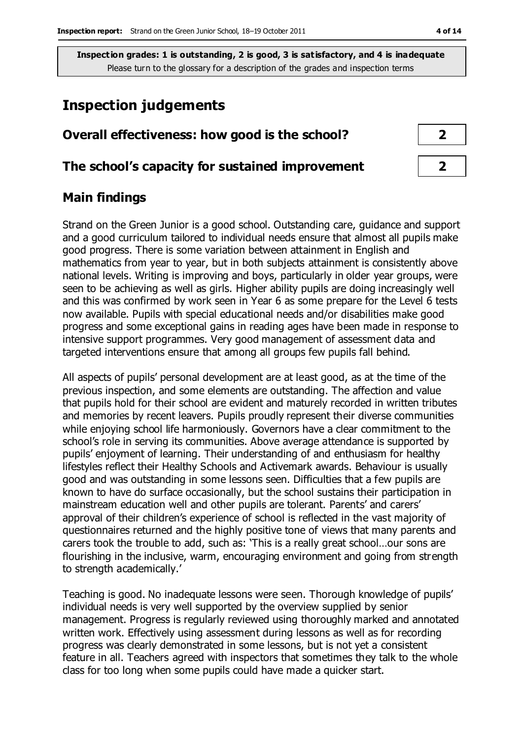**Inspection grades: 1 is outstanding, 2 is good, 3 is satisfactory, and 4 is inadequate**
Please turn to the glossary for a description of the grades and inspection terms

# Inspection judgements

| | |
|---|---|
| **Overall effectiveness: how good is the school?** | **2** |
| **The school's capacity for sustained improvement** | **2** |

## Main findings

Strand on the Green Junior is a good school. Outstanding care, guidance and support and a good curriculum tailored to individual needs ensure that almost all pupils make good progress. There is some variation between attainment in English and mathematics from year to year, but in both subjects attainment is consistently above national levels. Writing is improving and boys, particularly in older year groups, were seen to be achieving as well as girls. Higher ability pupils are doing increasingly well and this was confirmed by work seen in Year 6 as some prepare for the Level 6 tests now available. Pupils with special educational needs and/or disabilities make good progress and some exceptional gains in reading ages have been made in response to intensive support programmes. Very good management of assessment data and targeted interventions ensure that among all groups few pupils fall behind.

All aspects of pupils' personal development are at least good, as at the time of the previous inspection, and some elements are outstanding. The affection and value that pupils hold for their school are evident and maturely recorded in written tributes and memories by recent leavers. Pupils proudly represent their diverse communities while enjoying school life harmoniously. Governors have a clear commitment to the school's role in serving its communities. Above average attendance is supported by pupils' enjoyment of learning. Their understanding of and enthusiasm for healthy lifestyles reflect their Healthy Schools and Activemark awards. Behaviour is usually good and was outstanding in some lessons seen. Difficulties that a few pupils are known to have do surface occasionally, but the school sustains their participation in mainstream education well and other pupils are tolerant. Parents' and carers' approval of their children's experience of school is reflected in the vast majority of questionnaires returned and the highly positive tone of views that many parents and carers took the trouble to add, such as: 'This is a really great school…our sons are flourishing in the inclusive, warm, encouraging environment and going from strength to strength academically.'

Teaching is good. No inadequate lessons were seen. Thorough knowledge of pupils' individual needs is very well supported by the overview supplied by senior management. Progress is regularly reviewed using thoroughly marked and annotated written work. Effectively using assessment during lessons as well as for recording progress was clearly demonstrated in some lessons, but is not yet a consistent feature in all. Teachers agreed with inspectors that sometimes they talk to the whole class for too long when some pupils could have made a quicker start.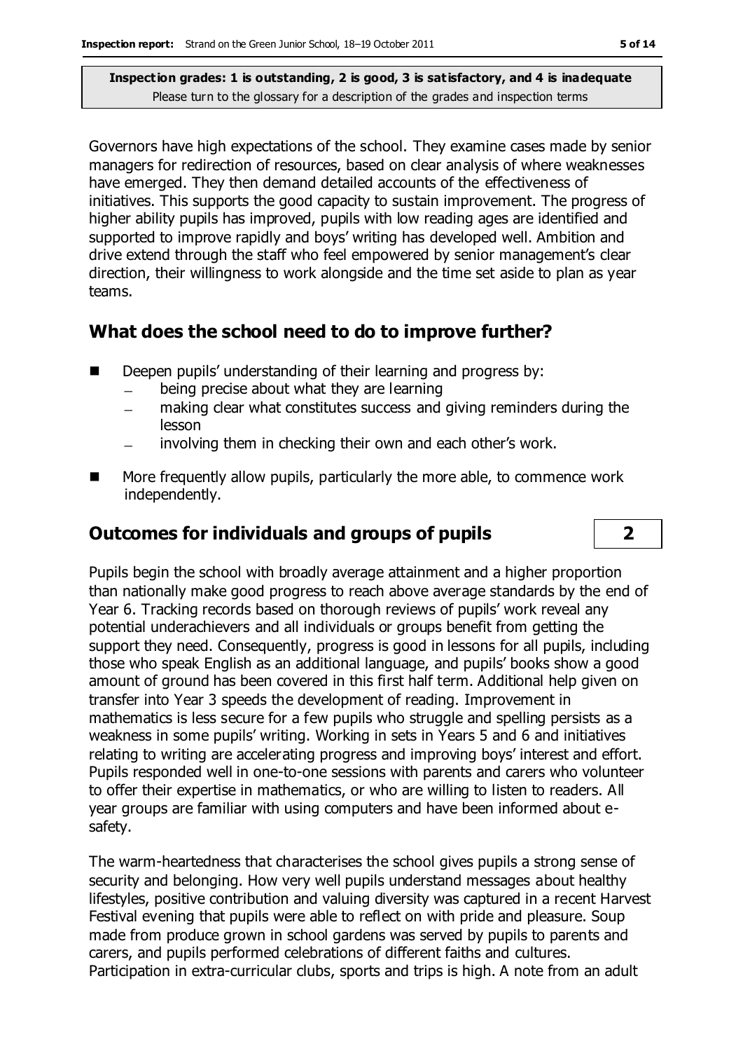**Inspection grades: 1 is outstanding, 2 is good, 3 is satisfactory, and 4 is inadequate**
Please turn to the glossary for a description of the grades and inspection terms

Governors have high expectations of the school. They examine cases made by senior managers for redirection of resources, based on clear analysis of where weaknesses have emerged. They then demand detailed accounts of the effectiveness of initiatives. This supports the good capacity to sustain improvement. The progress of higher ability pupils has improved, pupils with low reading ages are identified and supported to improve rapidly and boys' writing has developed well. Ambition and drive extend through the staff who feel empowered by senior management's clear direction, their willingness to work alongside and the time set aside to plan as year teams.

## What does the school need to do to improve further?

- Deepen pupils' understanding of their learning and progress by:
  - being precise about what they are learning
  - making clear what constitutes success and giving reminders during the lesson
  - involving them in checking their own and each other's work.
- More frequently allow pupils, particularly the more able, to commence work independently.

## Outcomes for individuals and groups of pupils — 2

Pupils begin the school with broadly average attainment and a higher proportion than nationally make good progress to reach above average standards by the end of Year 6. Tracking records based on thorough reviews of pupils' work reveal any potential underachievers and all individuals or groups benefit from getting the support they need. Consequently, progress is good in lessons for all pupils, including those who speak English as an additional language, and pupils' books show a good amount of ground has been covered in this first half term. Additional help given on transfer into Year 3 speeds the development of reading. Improvement in mathematics is less secure for a few pupils who struggle and spelling persists as a weakness in some pupils' writing. Working in sets in Years 5 and 6 and initiatives relating to writing are accelerating progress and improving boys' interest and effort. Pupils responded well in one-to-one sessions with parents and carers who volunteer to offer their expertise in mathematics, or who are willing to listen to readers. All year groups are familiar with using computers and have been informed about e-safety.

The warm-heartedness that characterises the school gives pupils a strong sense of security and belonging. How very well pupils understand messages about healthy lifestyles, positive contribution and valuing diversity was captured in a recent Harvest Festival evening that pupils were able to reflect on with pride and pleasure. Soup made from produce grown in school gardens was served by pupils to parents and carers, and pupils performed celebrations of different faiths and cultures. Participation in extra-curricular clubs, sports and trips is high. A note from an adult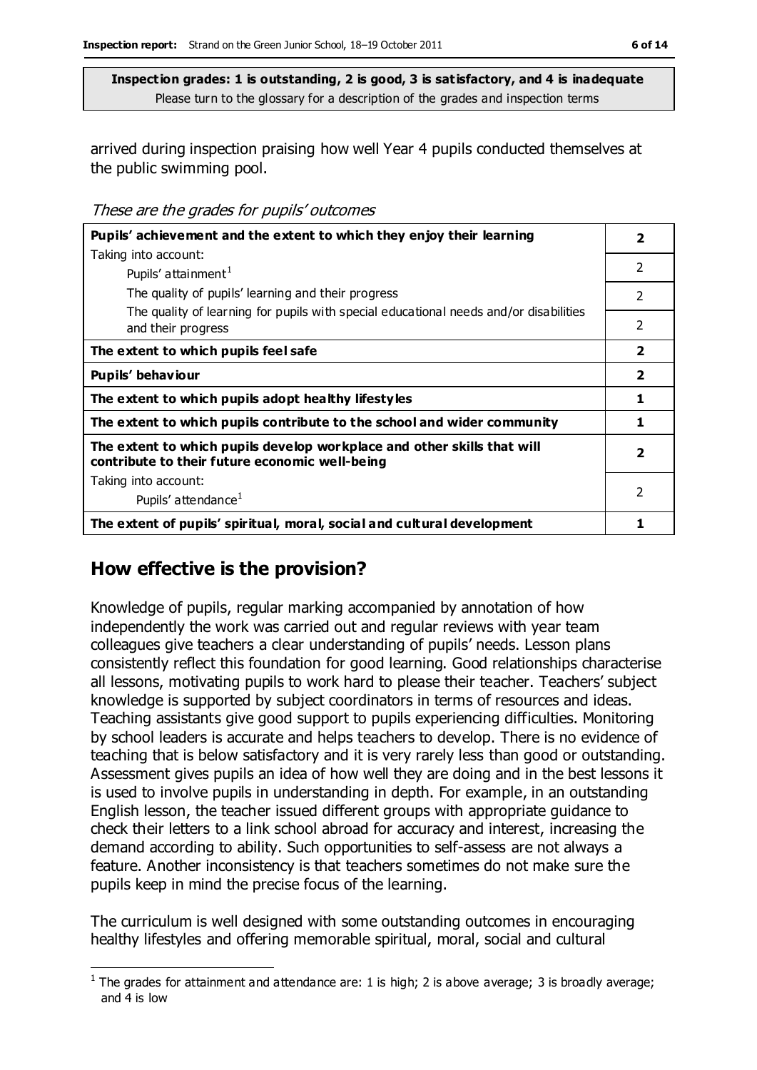**Inspection grades: 1 is outstanding, 2 is good, 3 is satisfactory, and 4 is inadequate**
Please turn to the glossary for a description of the grades and inspection terms

arrived during inspection praising how well Year 4 pupils conducted themselves at the public swimming pool.

*These are the grades for pupils' outcomes*

| | |
|---|---|
| **Pupils' achievement and the extent to which they enjoy their learning** | **2** |
| Taking into account: Pupils' attainment[1] | 2 |
| The quality of pupils' learning and their progress | 2 |
| The quality of learning for pupils with special educational needs and/or disabilities and their progress | 2 |
| **The extent to which pupils feel safe** | **2** |
| **Pupils' behaviour** | **2** |
| **The extent to which pupils adopt healthy lifestyles** | **1** |
| **The extent to which pupils contribute to the school and wider community** | **1** |
| **The extent to which pupils develop workplace and other skills that will contribute to their future economic well-being** | **2** |
| Taking into account: Pupils' attendance[1] | 2 |
| **The extent of pupils' spiritual, moral, social and cultural development** | **1** |

## How effective is the provision?

Knowledge of pupils, regular marking accompanied by annotation of how independently the work was carried out and regular reviews with year team colleagues give teachers a clear understanding of pupils' needs. Lesson plans consistently reflect this foundation for good learning. Good relationships characterise all lessons, motivating pupils to work hard to please their teacher. Teachers' subject knowledge is supported by subject coordinators in terms of resources and ideas. Teaching assistants give good support to pupils experiencing difficulties. Monitoring by school leaders is accurate and helps teachers to develop. There is no evidence of teaching that is below satisfactory and it is very rarely less than good or outstanding. Assessment gives pupils an idea of how well they are doing and in the best lessons it is used to involve pupils in understanding in depth. For example, in an outstanding English lesson, the teacher issued different groups with appropriate guidance to check their letters to a link school abroad for accuracy and interest, increasing the demand according to ability. Such opportunities to self-assess are not always a feature. Another inconsistency is that teachers sometimes do not make sure the pupils keep in mind the precise focus of the learning.

The curriculum is well designed with some outstanding outcomes in encouraging healthy lifestyles and offering memorable spiritual, moral, social and cultural

[1] The grades for attainment and attendance are: 1 is high; 2 is above average; 3 is broadly average; and 4 is low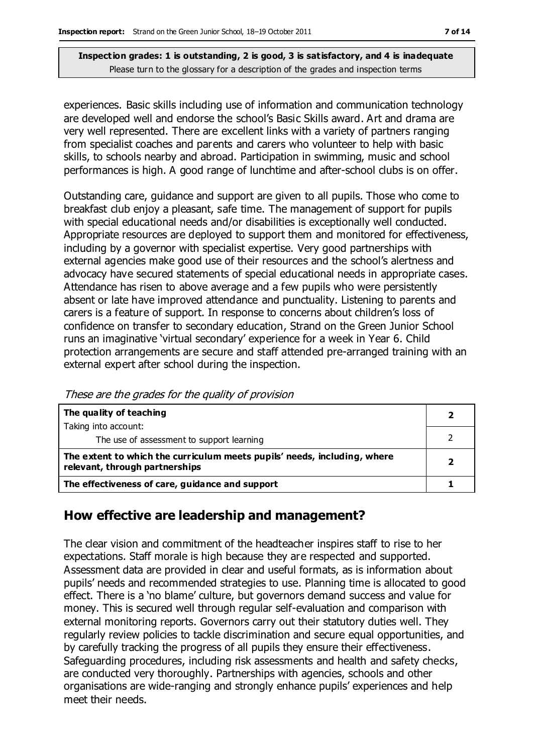**Inspection grades: 1 is outstanding, 2 is good, 3 is satisfactory, and 4 is inadequate**
Please turn to the glossary for a description of the grades and inspection terms

experiences. Basic skills including use of information and communication technology are developed well and endorse the school's Basic Skills award. Art and drama are very well represented. There are excellent links with a variety of partners ranging from specialist coaches and parents and carers who volunteer to help with basic skills, to schools nearby and abroad. Participation in swimming, music and school performances is high. A good range of lunchtime and after-school clubs is on offer.

Outstanding care, guidance and support are given to all pupils. Those who come to breakfast club enjoy a pleasant, safe time. The management of support for pupils with special educational needs and/or disabilities is exceptionally well conducted. Appropriate resources are deployed to support them and monitored for effectiveness, including by a governor with specialist expertise. Very good partnerships with external agencies make good use of their resources and the school's alertness and advocacy have secured statements of special educational needs in appropriate cases. Attendance has risen to above average and a few pupils who were persistently absent or late have improved attendance and punctuality. Listening to parents and carers is a feature of support. In response to concerns about children's loss of confidence on transfer to secondary education, Strand on the Green Junior School runs an imaginative 'virtual secondary' experience for a week in Year 6. Child protection arrangements are secure and staff attended pre-arranged training with an external expert after school during the inspection.

*These are the grades for the quality of provision*

| | |
|---|---|
| **The quality of teaching**<br>Taking into account: | **2** |
| The use of assessment to support learning | 2 |
| **The extent to which the curriculum meets pupils' needs, including, where relevant, through partnerships** | **2** |
| **The effectiveness of care, guidance and support** | **1** |

## How effective are leadership and management?

The clear vision and commitment of the headteacher inspires staff to rise to her expectations. Staff morale is high because they are respected and supported. Assessment data are provided in clear and useful formats, as is information about pupils' needs and recommended strategies to use. Planning time is allocated to good effect. There is a 'no blame' culture, but governors demand success and value for money. This is secured well through regular self-evaluation and comparison with external monitoring reports. Governors carry out their statutory duties well. They regularly review policies to tackle discrimination and secure equal opportunities, and by carefully tracking the progress of all pupils they ensure their effectiveness. Safeguarding procedures, including risk assessments and health and safety checks, are conducted very thoroughly. Partnerships with agencies, schools and other organisations are wide-ranging and strongly enhance pupils' experiences and help meet their needs.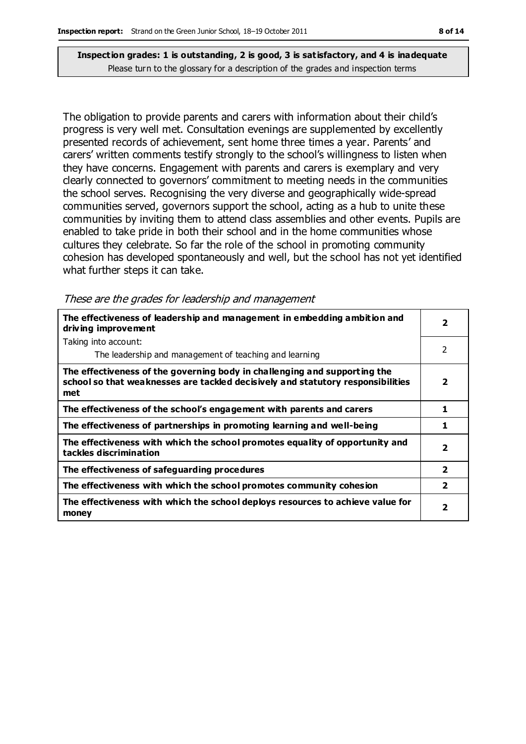**Inspection grades: 1 is outstanding, 2 is good, 3 is satisfactory, and 4 is inadequate**
Please turn to the glossary for a description of the grades and inspection terms

The obligation to provide parents and carers with information about their child's progress is very well met. Consultation evenings are supplemented by excellently presented records of achievement, sent home three times a year. Parents' and carers' written comments testify strongly to the school's willingness to listen when they have concerns. Engagement with parents and carers is exemplary and very clearly connected to governors' commitment to meeting needs in the communities the school serves. Recognising the very diverse and geographically wide-spread communities served, governors support the school, acting as a hub to unite these communities by inviting them to attend class assemblies and other events. Pupils are enabled to take pride in both their school and in the home communities whose cultures they celebrate. So far the role of the school in promoting community cohesion has developed spontaneously and well, but the school has not yet identified what further steps it can take.

*These are the grades for leadership and management*

| | |
|---|---|
| **The effectiveness of leadership and management in embedding ambition and driving improvement** | **2** |
| Taking into account:<br>The leadership and management of teaching and learning | 2 |
| **The effectiveness of the governing body in challenging and supporting the school so that weaknesses are tackled decisively and statutory responsibilities met** | **2** |
| **The effectiveness of the school's engagement with parents and carers** | **1** |
| **The effectiveness of partnerships in promoting learning and well-being** | **1** |
| **The effectiveness with which the school promotes equality of opportunity and tackles discrimination** | **2** |
| **The effectiveness of safeguarding procedures** | **2** |
| **The effectiveness with which the school promotes community cohesion** | **2** |
| **The effectiveness with which the school deploys resources to achieve value for money** | **2** |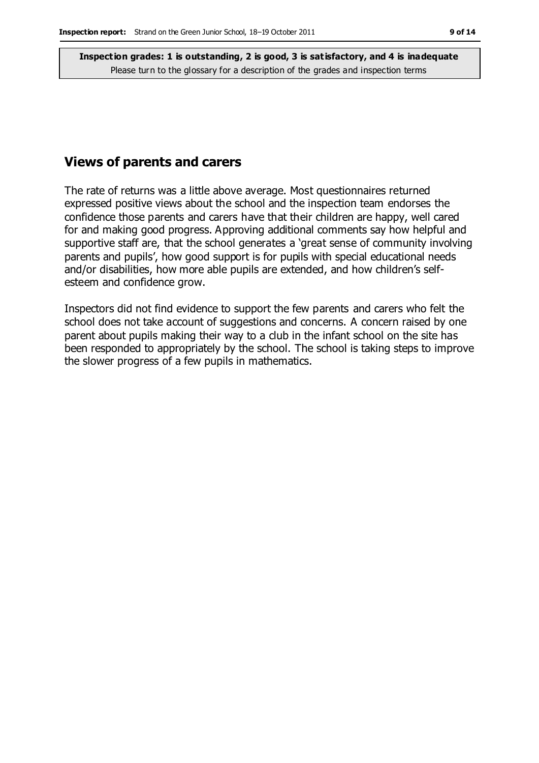**Inspection grades: 1 is outstanding, 2 is good, 3 is satisfactory, and 4 is inadequate**
Please turn to the glossary for a description of the grades and inspection terms

## Views of parents and carers

The rate of returns was a little above average. Most questionnaires returned expressed positive views about the school and the inspection team endorses the confidence those parents and carers have that their children are happy, well cared for and making good progress. Approving additional comments say how helpful and supportive staff are, that the school generates a 'great sense of community involving parents and pupils', how good support is for pupils with special educational needs and/or disabilities, how more able pupils are extended, and how children's self-esteem and confidence grow.

Inspectors did not find evidence to support the few parents and carers who felt the school does not take account of suggestions and concerns. A concern raised by one parent about pupils making their way to a club in the infant school on the site has been responded to appropriately by the school. The school is taking steps to improve the slower progress of a few pupils in mathematics.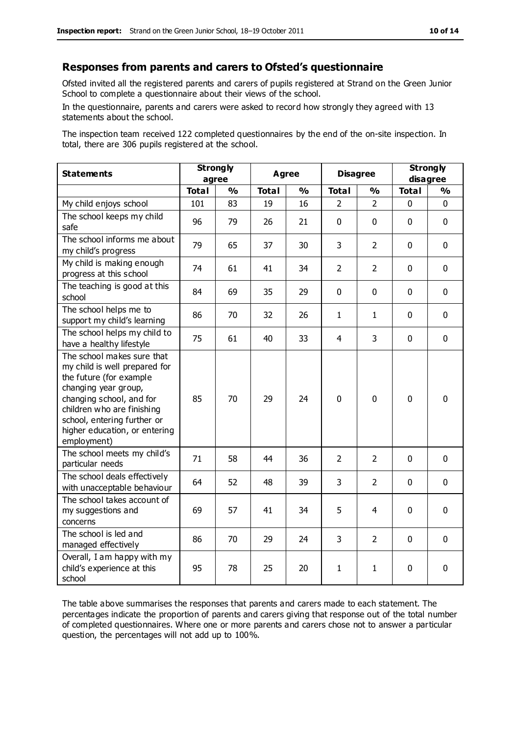## Responses from parents and carers to Ofsted's questionnaire

Ofsted invited all the registered parents and carers of pupils registered at Strand on the Green Junior School to complete a questionnaire about their views of the school.

In the questionnaire, parents and carers were asked to record how strongly they agreed with 13 statements about the school.

The inspection team received 122 completed questionnaires by the end of the on-site inspection. In total, there are 306 pupils registered at the school.

| Statements | Strongly agree | | Agree | | Disagree | | Strongly disagree | |
|---|---|---|---|---|---|---|---|---|
| | Total | % | Total | % | Total | % | Total | % |
| My child enjoys school | 101 | 83 | 19 | 16 | 2 | 2 | 0 | 0 |
| The school keeps my child safe | 96 | 79 | 26 | 21 | 0 | 0 | 0 | 0 |
| The school informs me about my child's progress | 79 | 65 | 37 | 30 | 3 | 2 | 0 | 0 |
| My child is making enough progress at this school | 74 | 61 | 41 | 34 | 2 | 2 | 0 | 0 |
| The teaching is good at this school | 84 | 69 | 35 | 29 | 0 | 0 | 0 | 0 |
| The school helps me to support my child's learning | 86 | 70 | 32 | 26 | 1 | 1 | 0 | 0 |
| The school helps my child to have a healthy lifestyle | 75 | 61 | 40 | 33 | 4 | 3 | 0 | 0 |
| The school makes sure that my child is well prepared for the future (for example changing year group, changing school, and for children who are finishing school, entering further or higher education, or entering employment) | 85 | 70 | 29 | 24 | 0 | 0 | 0 | 0 |
| The school meets my child's particular needs | 71 | 58 | 44 | 36 | 2 | 2 | 0 | 0 |
| The school deals effectively with unacceptable behaviour | 64 | 52 | 48 | 39 | 3 | 2 | 0 | 0 |
| The school takes account of my suggestions and concerns | 69 | 57 | 41 | 34 | 5 | 4 | 0 | 0 |
| The school is led and managed effectively | 86 | 70 | 29 | 24 | 3 | 2 | 0 | 0 |
| Overall, I am happy with my child's experience at this school | 95 | 78 | 25 | 20 | 1 | 1 | 0 | 0 |

The table above summarises the responses that parents and carers made to each statement. The percentages indicate the proportion of parents and carers giving that response out of the total number of completed questionnaires. Where one or more parents and carers chose not to answer a particular question, the percentages will not add up to 100%.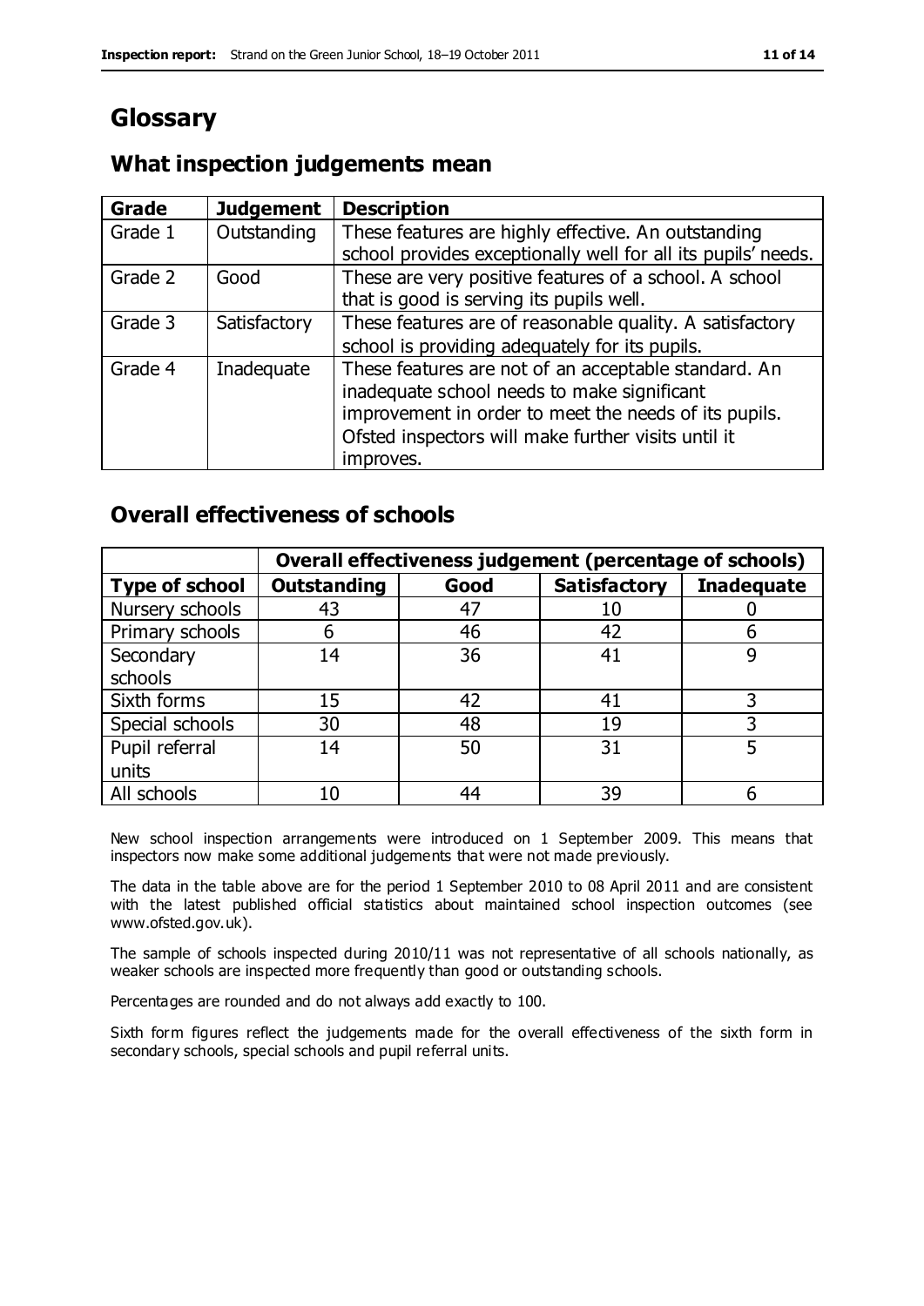# Glossary

## What inspection judgements mean

| Grade | Judgement | Description |
|---|---|---|
| Grade 1 | Outstanding | These features are highly effective. An outstanding school provides exceptionally well for all its pupils' needs. |
| Grade 2 | Good | These are very positive features of a school. A school that is good is serving its pupils well. |
| Grade 3 | Satisfactory | These features are of reasonable quality. A satisfactory school is providing adequately for its pupils. |
| Grade 4 | Inadequate | These features are not of an acceptable standard. An inadequate school needs to make significant improvement in order to meet the needs of its pupils. Ofsted inspectors will make further visits until it improves. |

## Overall effectiveness of schools

| | Overall effectiveness judgement (percentage of schools) | | | |
|---|---|---|---|---|
| **Type of school** | **Outstanding** | **Good** | **Satisfactory** | **Inadequate** |
| Nursery schools | 43 | 47 | 10 | 0 |
| Primary schools | 6 | 46 | 42 | 6 |
| Secondary schools | 14 | 36 | 41 | 9 |
| Sixth forms | 15 | 42 | 41 | 3 |
| Special schools | 30 | 48 | 19 | 3 |
| Pupil referral units | 14 | 50 | 31 | 5 |
| All schools | 10 | 44 | 39 | 6 |

New school inspection arrangements were introduced on 1 September 2009. This means that inspectors now make some additional judgements that were not made previously.

The data in the table above are for the period 1 September 2010 to 08 April 2011 and are consistent with the latest published official statistics about maintained school inspection outcomes (see www.ofsted.gov.uk).

The sample of schools inspected during 2010/11 was not representative of all schools nationally, as weaker schools are inspected more frequently than good or outstanding schools.

Percentages are rounded and do not always add exactly to 100.

Sixth form figures reflect the judgements made for the overall effectiveness of the sixth form in secondary schools, special schools and pupil referral units.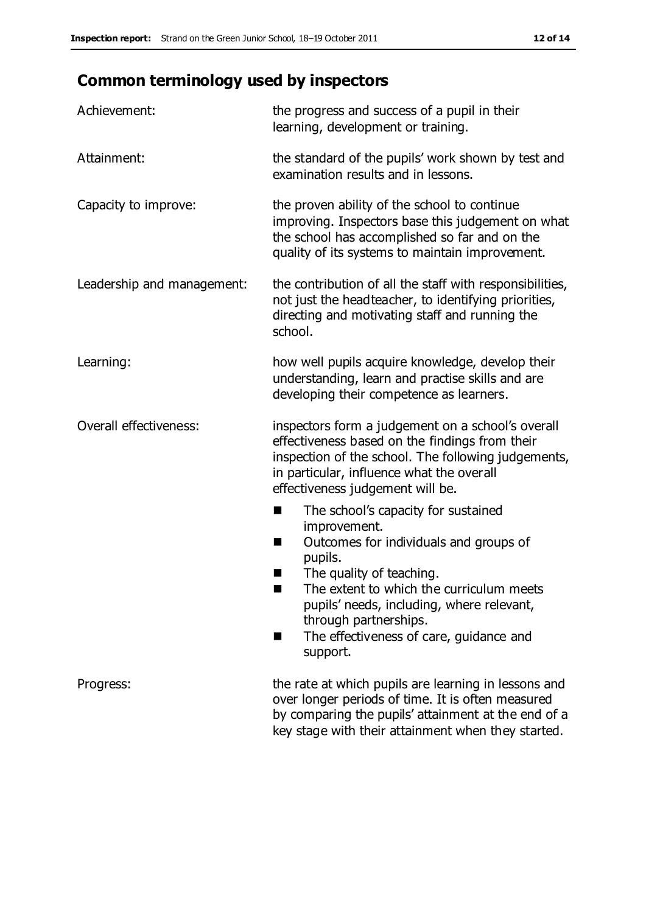## Common terminology used by inspectors

**Achievement:** the progress and success of a pupil in their learning, development or training.

**Attainment:** the standard of the pupils' work shown by test and examination results and in lessons.

**Capacity to improve:** the proven ability of the school to continue improving. Inspectors base this judgement on what the school has accomplished so far and on the quality of its systems to maintain improvement.

**Leadership and management:** the contribution of all the staff with responsibilities, not just the headteacher, to identifying priorities, directing and motivating staff and running the school.

**Learning:** how well pupils acquire knowledge, develop their understanding, learn and practise skills and are developing their competence as learners.

**Overall effectiveness:** inspectors form a judgement on a school's overall effectiveness based on the findings from their inspection of the school. The following judgements, in particular, influence what the overall effectiveness judgement will be.

- The school's capacity for sustained improvement.
- Outcomes for individuals and groups of pupils.
- The quality of teaching.
- The extent to which the curriculum meets pupils' needs, including, where relevant, through partnerships.
- The effectiveness of care, guidance and support.

**Progress:** the rate at which pupils are learning in lessons and over longer periods of time. It is often measured by comparing the pupils' attainment at the end of a key stage with their attainment when they started.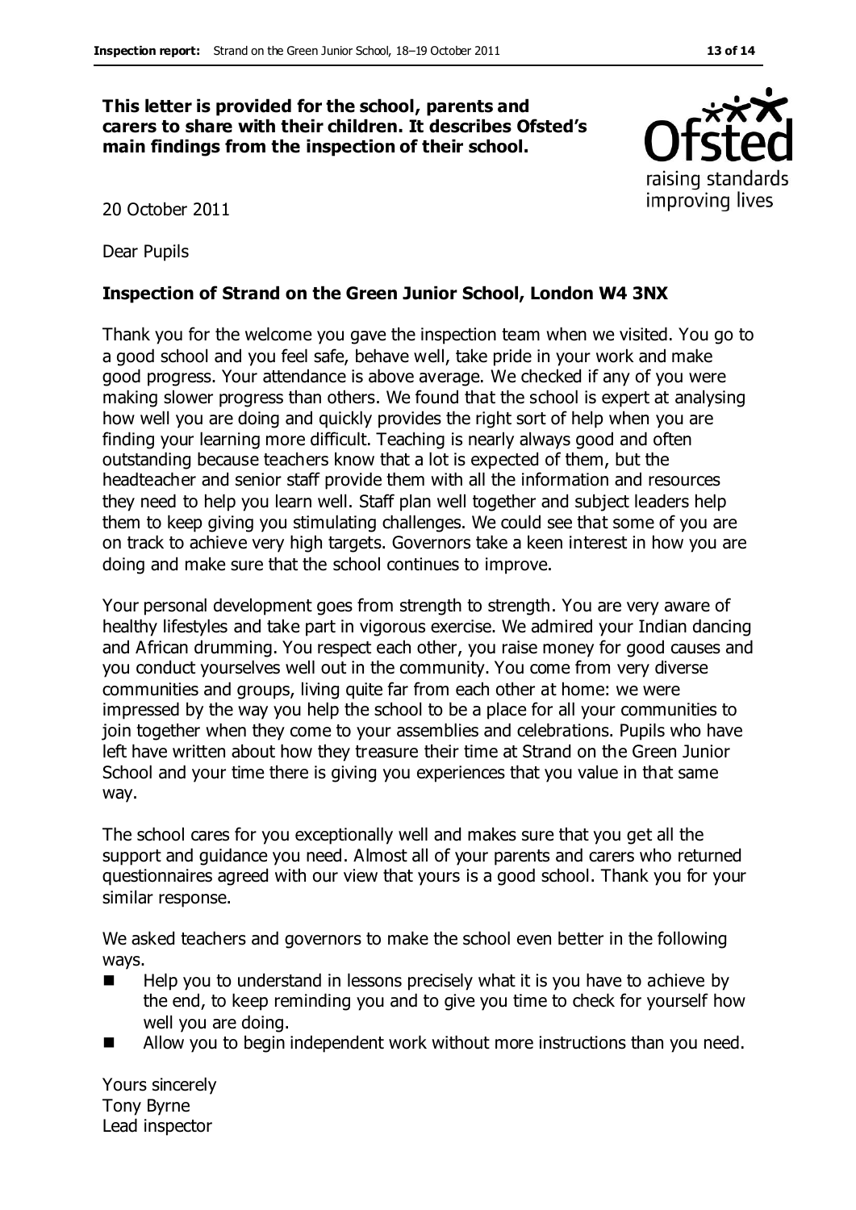**This letter is provided for the school, parents and carers to share with their children. It describes Ofsted's main findings from the inspection of their school.**

20 October 2011

Dear Pupils

**Inspection of Strand on the Green Junior School, London W4 3NX**

Thank you for the welcome you gave the inspection team when we visited. You go to a good school and you feel safe, behave well, take pride in your work and make good progress. Your attendance is above average. We checked if any of you were making slower progress than others. We found that the school is expert at analysing how well you are doing and quickly provides the right sort of help when you are finding your learning more difficult. Teaching is nearly always good and often outstanding because teachers know that a lot is expected of them, but the headteacher and senior staff provide them with all the information and resources they need to help you learn well. Staff plan well together and subject leaders help them to keep giving you stimulating challenges. We could see that some of you are on track to achieve very high targets. Governors take a keen interest in how you are doing and make sure that the school continues to improve.

Your personal development goes from strength to strength. You are very aware of healthy lifestyles and take part in vigorous exercise. We admired your Indian dancing and African drumming. You respect each other, you raise money for good causes and you conduct yourselves well out in the community. You come from very diverse communities and groups, living quite far from each other at home: we were impressed by the way you help the school to be a place for all your communities to join together when they come to your assemblies and celebrations. Pupils who have left have written about how they treasure their time at Strand on the Green Junior School and your time there is giving you experiences that you value in that same way.

The school cares for you exceptionally well and makes sure that you get all the support and guidance you need. Almost all of your parents and carers who returned questionnaires agreed with our view that yours is a good school. Thank you for your similar response.

We asked teachers and governors to make the school even better in the following ways.

- Help you to understand in lessons precisely what it is you have to achieve by the end, to keep reminding you and to give you time to check for yourself how well you are doing.
- Allow you to begin independent work without more instructions than you need.

Yours sincerely
Tony Byrne
Lead inspector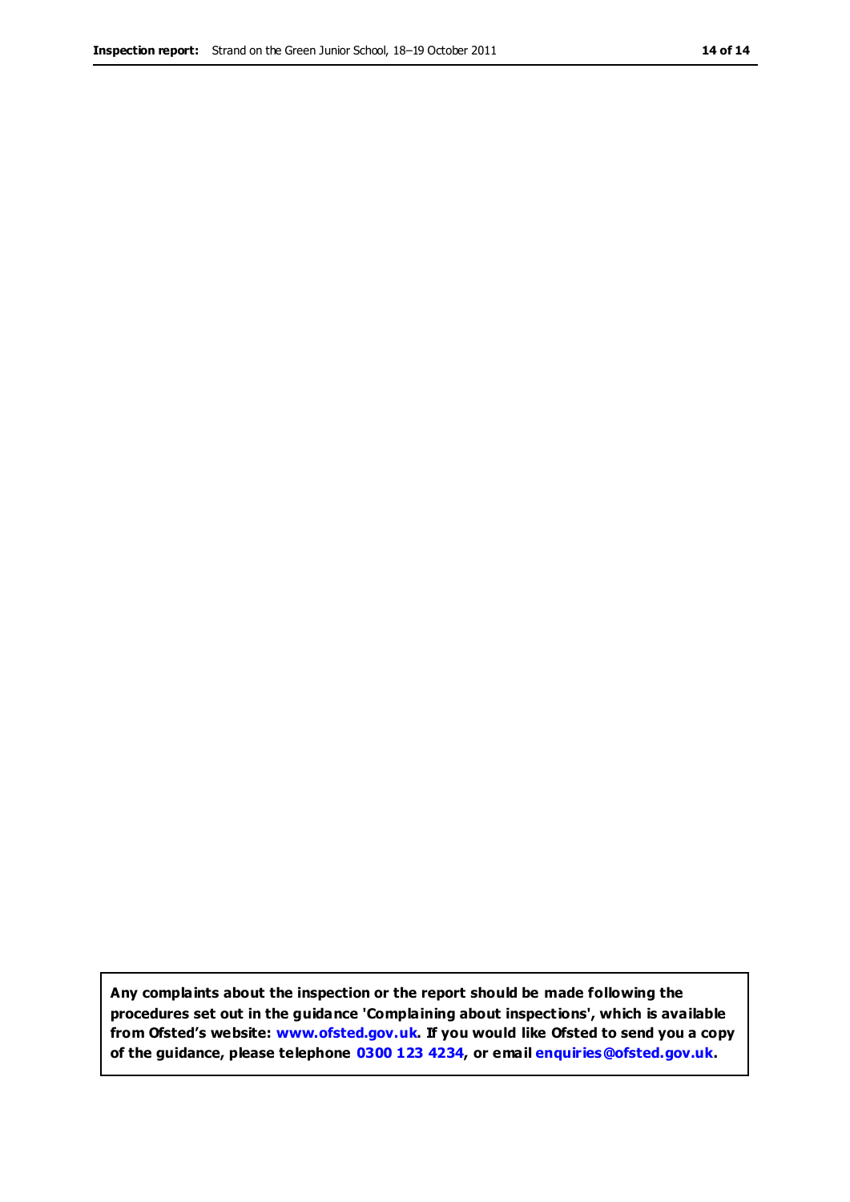**Any complaints about the inspection or the report should be made following the procedures set out in the guidance 'Complaining about inspections', which is available from Ofsted's website: www.ofsted.gov.uk. If you would like Ofsted to send you a copy of the guidance, please telephone 0300 123 4234, or email enquiries@ofsted.gov.uk.**